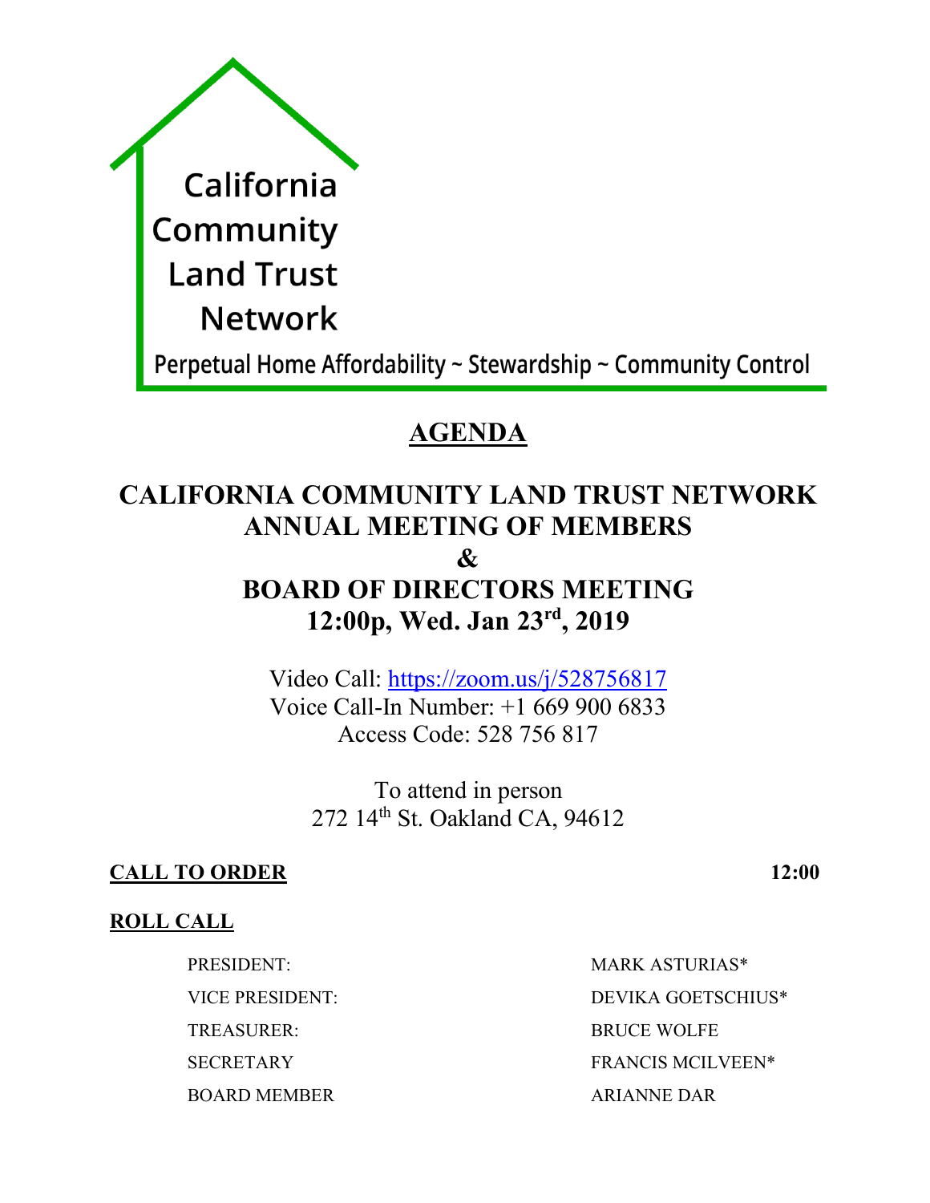California
Community
Land Trust
Network

Perpetual Home Affordability ~ Stewardship ~ Community Control

# AGENDA

## CALIFORNIA COMMUNITY LAND TRUST NETWORK ANNUAL MEETING OF MEMBERS & BOARD OF DIRECTORS MEETING

## 12:00p, Wed. Jan 23rd, 2019

Video Call: https://zoom.us/j/528756817
Voice Call-In Number: +1 669 900 6833
Access Code: 528 756 817

To attend in person
272 14th St. Oakland CA, 94612

**CALL TO ORDER** **12:00**

**ROLL CALL**

| | |
|---|---|
| PRESIDENT: | MARK ASTURIAS* |
| VICE PRESIDENT: | DEVIKA GOETSCHIUS* |
| TREASURER: | BRUCE WOLFE |
| SECRETARY | FRANCIS MCILVEEN* |
| BOARD MEMBER | ARIANNE DAR |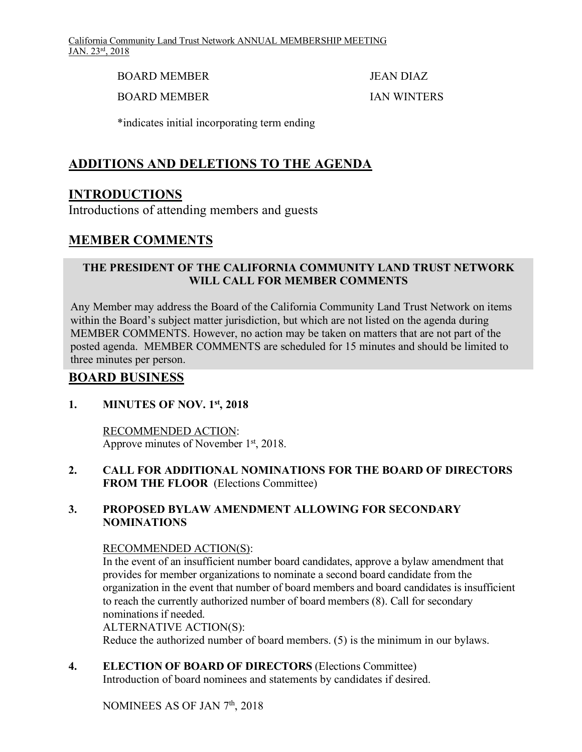BOARD MEMBER JEAN DIAZ

BOARD MEMBER IAN WINTERS

*indicates initial incorporating term ending

## ADDITIONS AND DELETIONS TO THE AGENDA

## INTRODUCTIONS

Introductions of attending members and guests

## MEMBER COMMENTS

**THE PRESIDENT OF THE CALIFORNIA COMMUNITY LAND TRUST NETWORK WILL CALL FOR MEMBER COMMENTS**

Any Member may address the Board of the California Community Land Trust Network on items within the Board's subject matter jurisdiction, but which are not listed on the agenda during MEMBER COMMENTS. However, no action may be taken on matters that are not part of the posted agenda. MEMBER COMMENTS are scheduled for 15 minutes and should be limited to three minutes per person.

## BOARD BUSINESS

**1. MINUTES OF NOV. 1st, 2018**

RECOMMENDED ACTION:
Approve minutes of November 1st, 2018.

**2. CALL FOR ADDITIONAL NOMINATIONS FOR THE BOARD OF DIRECTORS FROM THE FLOOR** (Elections Committee)

**3. PROPOSED BYLAW AMENDMENT ALLOWING FOR SECONDARY NOMINATIONS**

RECOMMENDED ACTION(S):
In the event of an insufficient number board candidates, approve a bylaw amendment that provides for member organizations to nominate a second board candidate from the organization in the event that number of board members and board candidates is insufficient to reach the currently authorized number of board members (8). Call for secondary nominations if needed.
ALTERNATIVE ACTION(S):
Reduce the authorized number of board members. (5) is the minimum in our bylaws.

**4. ELECTION OF BOARD OF DIRECTORS** (Elections Committee)
Introduction of board nominees and statements by candidates if desired.

NOMINEES AS OF JAN 7th, 2018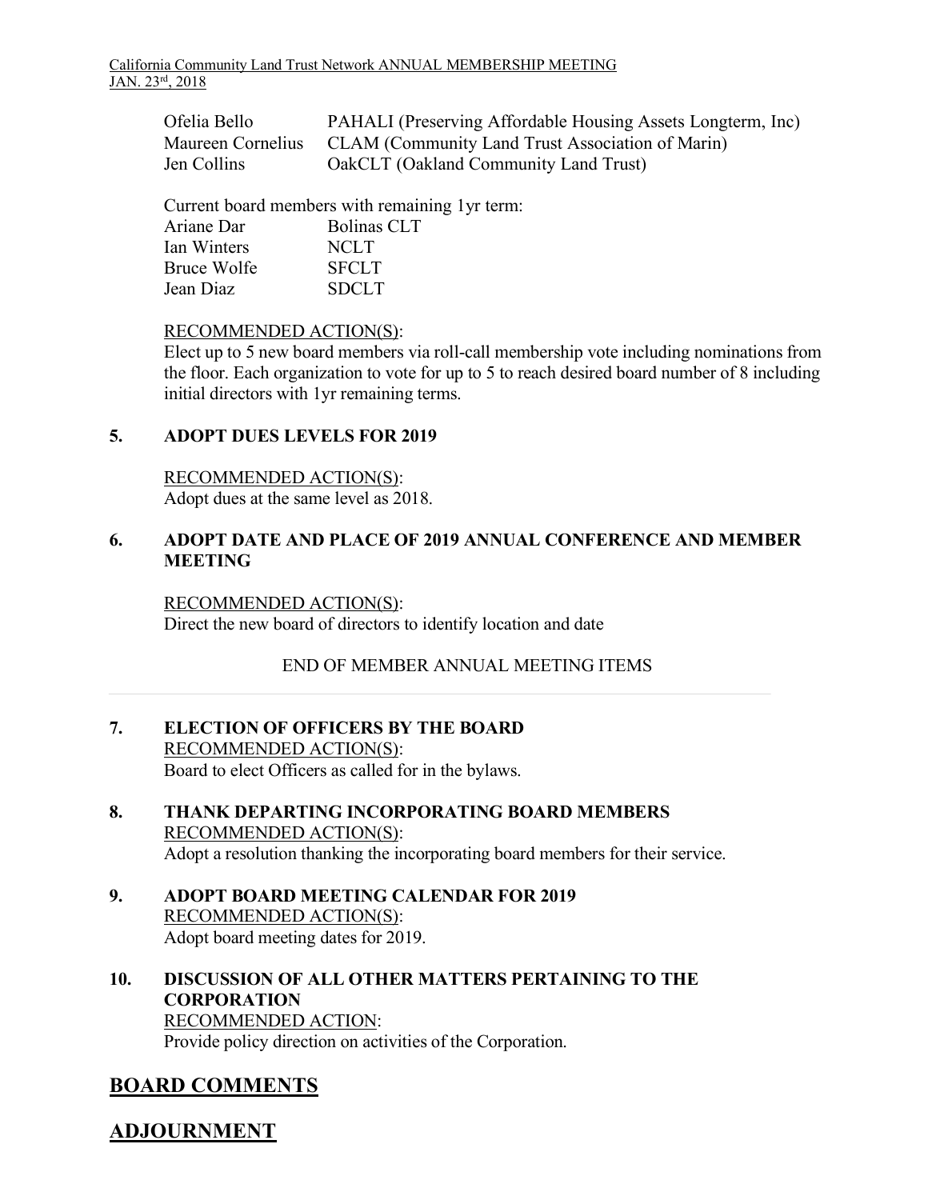| | |
|---|---|
| Ofelia Bello | PAHALI (Preserving Affordable Housing Assets Longterm, Inc) |
| Maureen Cornelius | CLAM (Community Land Trust Association of Marin) |
| Jen Collins | OakCLT (Oakland Community Land Trust) |

Current board members with remaining 1yr term:

| | |
|---|---|
| Ariane Dar | Bolinas CLT |
| Ian Winters | NCLT |
| Bruce Wolfe | SFCLT |
| Jean Diaz | SDCLT |

RECOMMENDED ACTION(S):
Elect up to 5 new board members via roll-call membership vote including nominations from the floor. Each organization to vote for up to 5 to reach desired board number of 8 including initial directors with 1yr remaining terms.

**5. ADOPT DUES LEVELS FOR 2019**

RECOMMENDED ACTION(S):
Adopt dues at the same level as 2018.

**6. ADOPT DATE AND PLACE OF 2019 ANNUAL CONFERENCE AND MEMBER MEETING**

RECOMMENDED ACTION(S):
Direct the new board of directors to identify location and date

END OF MEMBER ANNUAL MEETING ITEMS

---

**7. ELECTION OF OFFICERS BY THE BOARD**
RECOMMENDED ACTION(S):
Board to elect Officers as called for in the bylaws.

**8. THANK DEPARTING INCORPORATING BOARD MEMBERS**
RECOMMENDED ACTION(S):
Adopt a resolution thanking the incorporating board members for their service.

**9. ADOPT BOARD MEETING CALENDAR FOR 2019**
RECOMMENDED ACTION(S):
Adopt board meeting dates for 2019.

**10. DISCUSSION OF ALL OTHER MATTERS PERTAINING TO THE CORPORATION**
RECOMMENDED ACTION:
Provide policy direction on activities of the Corporation.

## BOARD COMMENTS

## ADJOURNMENT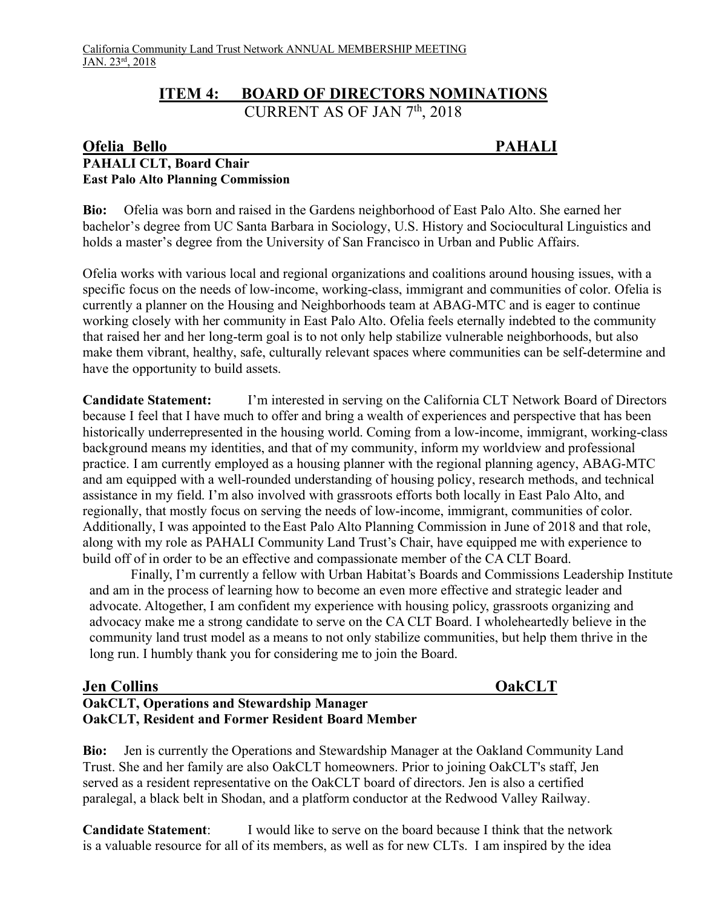## ITEM 4: BOARD OF DIRECTORS NOMINATIONS

CURRENT AS OF JAN 7th, 2018

### Ofelia Bello — PAHALI

**PAHALI CLT, Board Chair**
**East Palo Alto Planning Commission**

**Bio:** Ofelia was born and raised in the Gardens neighborhood of East Palo Alto. She earned her bachelor's degree from UC Santa Barbara in Sociology, U.S. History and Sociocultural Linguistics and holds a master's degree from the University of San Francisco in Urban and Public Affairs.

Ofelia works with various local and regional organizations and coalitions around housing issues, with a specific focus on the needs of low-income, working-class, immigrant and communities of color. Ofelia is currently a planner on the Housing and Neighborhoods team at ABAG-MTC and is eager to continue working closely with her community in East Palo Alto. Ofelia feels eternally indebted to the community that raised her and her long-term goal is to not only help stabilize vulnerable neighborhoods, but also make them vibrant, healthy, safe, culturally relevant spaces where communities can be self-determine and have the opportunity to build assets.

**Candidate Statement:** I'm interested in serving on the California CLT Network Board of Directors because I feel that I have much to offer and bring a wealth of experiences and perspective that has been historically underrepresented in the housing world. Coming from a low-income, immigrant, working-class background means my identities, and that of my community, inform my worldview and professional practice. I am currently employed as a housing planner with the regional planning agency, ABAG-MTC and am equipped with a well-rounded understanding of housing policy, research methods, and technical assistance in my field. I'm also involved with grassroots efforts both locally in East Palo Alto, and regionally, that mostly focus on serving the needs of low-income, immigrant, communities of color. Additionally, I was appointed to the East Palo Alto Planning Commission in June of 2018 and that role, along with my role as PAHALI Community Land Trust's Chair, have equipped me with experience to build off of in order to be an effective and compassionate member of the CA CLT Board.

Finally, I'm currently a fellow with Urban Habitat's Boards and Commissions Leadership Institute and am in the process of learning how to become an even more effective and strategic leader and advocate. Altogether, I am confident my experience with housing policy, grassroots organizing and advocacy make me a strong candidate to serve on the CA CLT Board. I wholeheartedly believe in the community land trust model as a means to not only stabilize communities, but help them thrive in the long run. I humbly thank you for considering me to join the Board.

### Jen Collins — OakCLT

**OakCLT, Operations and Stewardship Manager**
**OakCLT, Resident and Former Resident Board Member**

**Bio:** Jen is currently the Operations and Stewardship Manager at the Oakland Community Land Trust. She and her family are also OakCLT homeowners. Prior to joining OakCLT's staff, Jen served as a resident representative on the OakCLT board of directors. Jen is also a certified paralegal, a black belt in Shodan, and a platform conductor at the Redwood Valley Railway.

**Candidate Statement**: I would like to serve on the board because I think that the network is a valuable resource for all of its members, as well as for new CLTs. I am inspired by the idea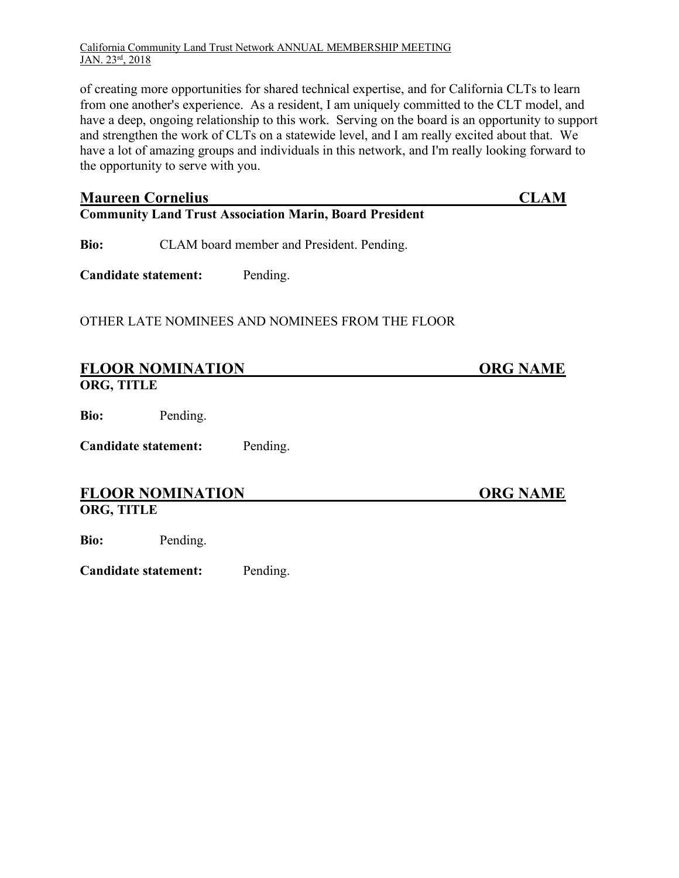of creating more opportunities for shared technical expertise, and for California CLTs to learn from one another's experience. As a resident, I am uniquely committed to the CLT model, and have a deep, ongoing relationship to this work. Serving on the board is an opportunity to support and strengthen the work of CLTs on a statewide level, and I am really excited about that. We have a lot of amazing groups and individuals in this network, and I'm really looking forward to the opportunity to serve with you.

## Maureen Cornelius — CLAM

**Community Land Trust Association Marin, Board President**

**Bio:** CLAM board member and President. Pending.

**Candidate statement:** Pending.

OTHER LATE NOMINEES AND NOMINEES FROM THE FLOOR

## FLOOR NOMINATION — ORG NAME

**ORG, TITLE**

**Bio:** Pending.

**Candidate statement:** Pending.

## FLOOR NOMINATION — ORG NAME

**ORG, TITLE**

**Bio:** Pending.

**Candidate statement:** Pending.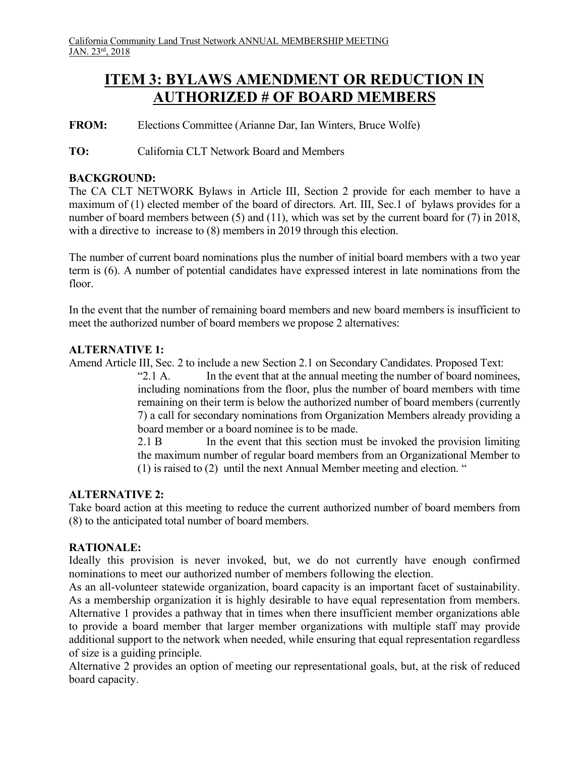California Community Land Trust Network ANNUAL MEMBERSHIP MEETING
JAN. 23rd, 2018

# ITEM 3: BYLAWS AMENDMENT OR REDUCTION IN AUTHORIZED # OF BOARD MEMBERS

**FROM:** Elections Committee (Arianne Dar, Ian Winters, Bruce Wolfe)

**TO:** California CLT Network Board and Members

**BACKGROUND:**
The CA CLT NETWORK Bylaws in Article III, Section 2 provide for each member to have a maximum of (1) elected member of the board of directors. Art. III, Sec.1 of bylaws provides for a number of board members between (5) and (11), which was set by the current board for (7) in 2018, with a directive to increase to (8) members in 2019 through this election.

The number of current board nominations plus the number of initial board members with a two year term is (6). A number of potential candidates have expressed interest in late nominations from the floor.

In the event that the number of remaining board members and new board members is insufficient to meet the authorized number of board members we propose 2 alternatives:

**ALTERNATIVE 1:**
Amend Article III, Sec. 2 to include a new Section 2.1 on Secondary Candidates. Proposed Text:

> "2.1 A. In the event that at the annual meeting the number of board nominees, including nominations from the floor, plus the number of board members with time remaining on their term is below the authorized number of board members (currently 7) a call for secondary nominations from Organization Members already providing a board member or a board nominee is to be made.
>
> 2.1 B In the event that this section must be invoked the provision limiting the maximum number of regular board members from an Organizational Member to (1) is raised to (2) until the next Annual Member meeting and election. "

**ALTERNATIVE 2:**
Take board action at this meeting to reduce the current authorized number of board members from (8) to the anticipated total number of board members.

**RATIONALE:**
Ideally this provision is never invoked, but, we do not currently have enough confirmed nominations to meet our authorized number of members following the election.
As an all-volunteer statewide organization, board capacity is an important facet of sustainability. As a membership organization it is highly desirable to have equal representation from members. Alternative 1 provides a pathway that in times when there insufficient member organizations able to provide a board member that larger member organizations with multiple staff may provide additional support to the network when needed, while ensuring that equal representation regardless of size is a guiding principle.
Alternative 2 provides an option of meeting our representational goals, but, at the risk of reduced board capacity.